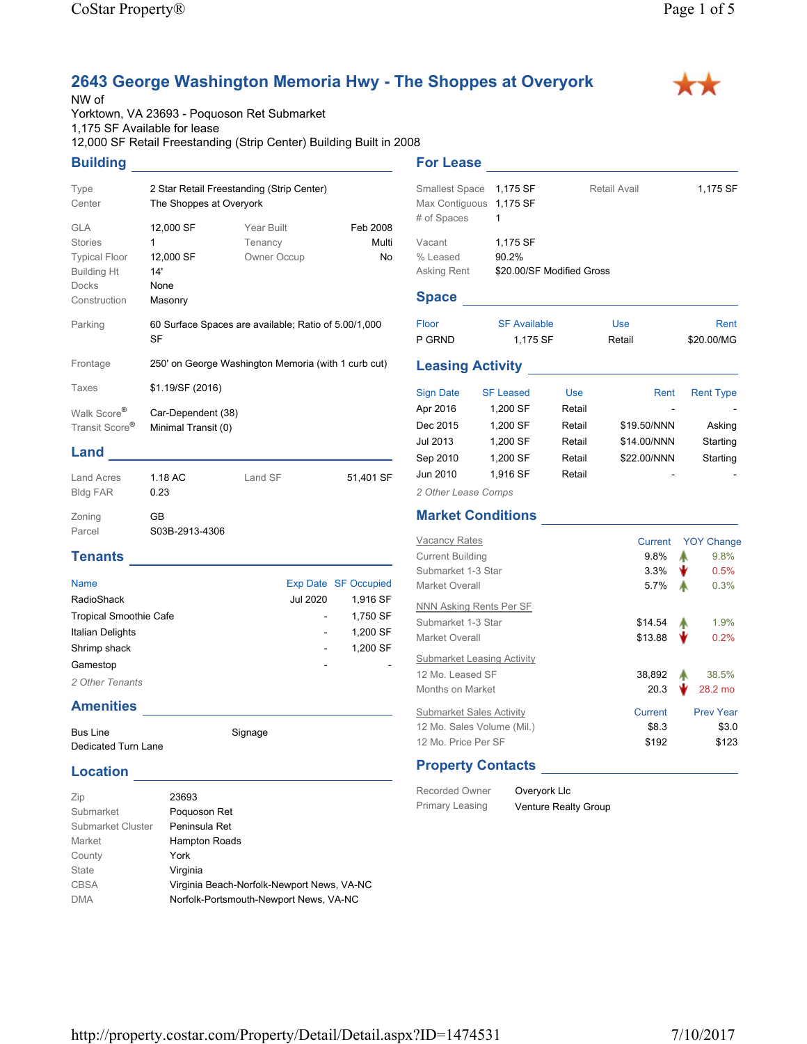# 2643 George Washington Memoria Hwy - The Shoppes at Overyork

NW of
Yorktown, VA 23693 - Poquoson Ret Submarket
1,175 SF Available for lease
12,000 SF Retail Freestanding (Strip Center) Building Built in 2008

## Building

| | | | |
|---|---|---|---|
| Type | 2 Star Retail Freestanding (Strip Center) | | |
| Center | The Shoppes at Overyork | | |
| GLA | 12,000 SF | Year Built | Feb 2008 |
| Stories | 1 | Tenancy | Multi |
| Typical Floor | 12,000 SF | Owner Occup | No |
| Building Ht | 14' | | |
| Docks | None | | |
| Construction | Masonry | | |
| Parking | 60 Surface Spaces are available; Ratio of 5.00/1,000 SF | | |
| Frontage | 250' on George Washington Memoria (with 1 curb cut) | | |
| Taxes | $1.19/SF (2016) | | |
| Walk Score® | Car-Dependent (38) | | |
| Transit Score® | Minimal Transit (0) | | |

## Land

| | | | |
|---|---|---|---|
| Land Acres | 1.18 AC | Land SF | 51,401 SF |
| Bldg FAR | 0.23 | | |
| Zoning | GB | | |
| Parcel | S03B-2913-4306 | | |

## Tenants

| Name | Exp Date | SF Occupied |
|---|---|---|
| RadioShack | Jul 2020 | 1,916 SF |
| Tropical Smoothie Cafe | - | 1,750 SF |
| Italian Delights | - | 1,200 SF |
| Shrimp shack | - | 1,200 SF |
| Gamestop | - | - |

*2 Other Tenants*

## Amenities

- Bus Line
- Dedicated Turn Lane
- Signage

## Location

| | |
|---|---|
| Zip | 23693 |
| Submarket | Poquoson Ret |
| Submarket Cluster | Peninsula Ret |
| Market | Hampton Roads |
| County | York |
| State | Virginia |
| CBSA | Virginia Beach-Norfolk-Newport News, VA-NC |
| DMA | Norfolk-Portsmouth-Newport News, VA-NC |

## For Lease

| | | | |
|---|---|---|---|
| Smallest Space | 1,175 SF | Retail Avail | 1,175 SF |
| Max Contiguous | 1,175 SF | | |
| # of Spaces | 1 | | |
| Vacant | 1,175 SF | | |
| % Leased | 90.2% | | |
| Asking Rent | $20.00/SF Modified Gross | | |

## Space

| Floor | SF Available | Use | Rent |
|---|---|---|---|
| P GRND | 1,175 SF | Retail | $20.00/MG |

## Leasing Activity

| Sign Date | SF Leased | Use | Rent | Rent Type |
|---|---|---|---|---|
| Apr 2016 | 1,200 SF | Retail | - | - |
| Dec 2015 | 1,200 SF | Retail | $19.50/NNN | Asking |
| Jul 2013 | 1,200 SF | Retail | $14.00/NNN | Starting |
| Sep 2010 | 1,200 SF | Retail | $22.00/NNN | Starting |
| Jun 2010 | 1,916 SF | Retail | - | - |

*2 Other Lease Comps*

## Market Conditions

| Vacancy Rates | Current | YOY Change |
|---|---|---|
| Current Building | 9.8% | ▲ 9.8% |
| Submarket 1-3 Star | 3.3% | ▼ 0.5% |
| Market Overall | 5.7% | ▲ 0.3% |

| NNN Asking Rents Per SF | Current | YOY Change |
|---|---|---|
| Submarket 1-3 Star | $14.54 | ▲ 1.9% |
| Market Overall | $13.88 | ▼ 0.2% |

| Submarket Leasing Activity | Current | YOY Change |
|---|---|---|
| 12 Mo. Leased SF | 38,892 | ▲ 38.5% |
| Months on Market | 20.3 | ▼ 28.2 mo |

| Submarket Sales Activity | Current | Prev Year |
|---|---|---|
| 12 Mo. Sales Volume (Mil.) | $8.3 | $3.0 |
| 12 Mo. Price Per SF | $192 | $123 |

## Property Contacts

| | |
|---|---|
| Recorded Owner | Overyork Llc |
| Primary Leasing | Venture Realty Group |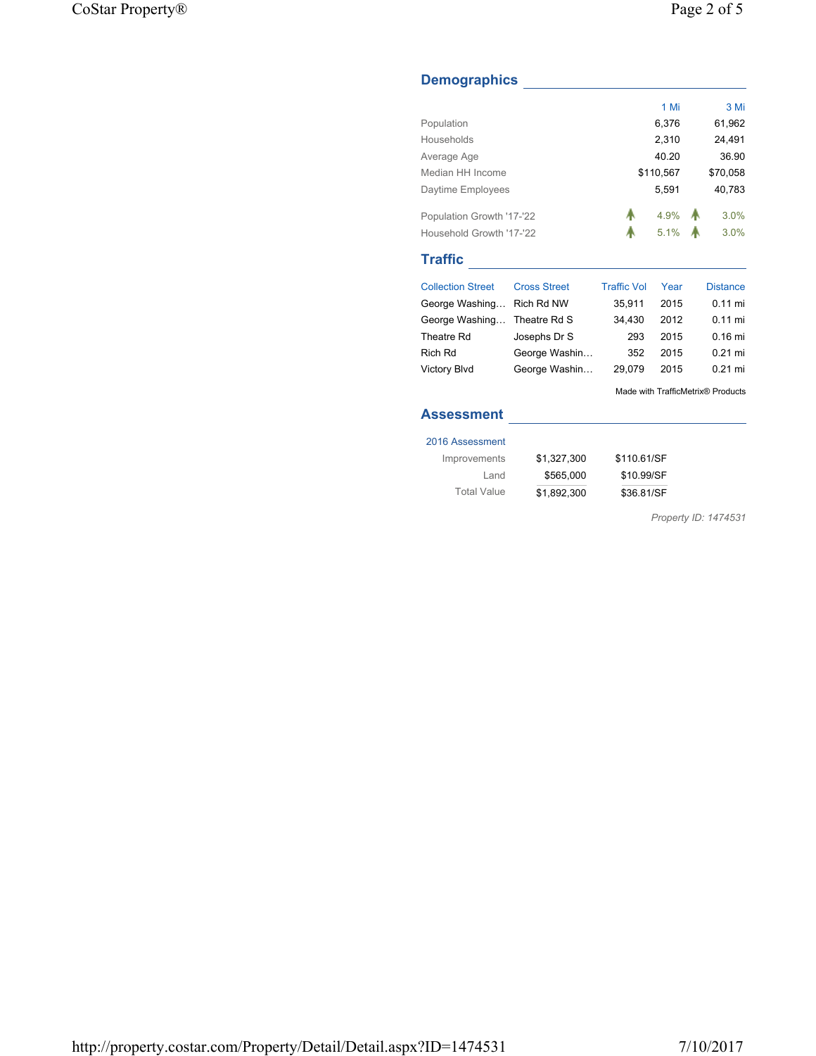## Demographics

| | 1 Mi | 3 Mi |
|---|---|---|
| Population | 6,376 | 61,962 |
| Households | 2,310 | 24,491 |
| Average Age | 40.20 | 36.90 |
| Median HH Income | $110,567 | $70,058 |
| Daytime Employees | 5,591 | 40,783 |
| Population Growth '17-'22 | 4.9% | 3.0% |
| Household Growth '17-'22 | 5.1% | 3.0% |

## Traffic

| Collection Street | Cross Street | Traffic Vol | Year | Distance |
|---|---|---|---|---|
| George Washing… | Rich Rd NW | 35,911 | 2015 | 0.11 mi |
| George Washing… | Theatre Rd S | 34,430 | 2012 | 0.11 mi |
| Theatre Rd | Josephs Dr S | 293 | 2015 | 0.16 mi |
| Rich Rd | George Washin… | 352 | 2015 | 0.21 mi |
| Victory Blvd | George Washin… | 29,079 | 2015 | 0.21 mi |

Made with TrafficMetrix® Products

## Assessment

| 2016 Assessment | | |
|---|---|---|
| Improvements | $1,327,300 | $110.61/SF |
| Land | $565,000 | $10.99/SF |
| Total Value | $1,892,300 | $36.81/SF |

*Property ID: 1474531*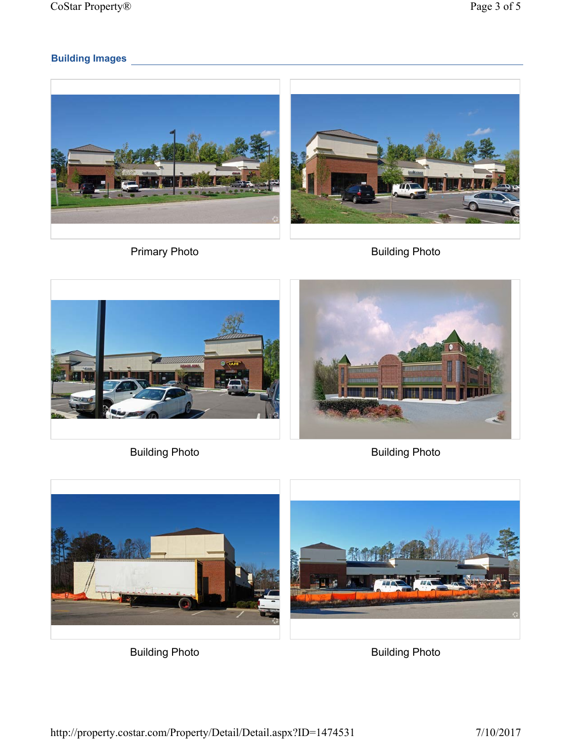## Building Images

Primary Photo

Building Photo

Building Photo

Building Photo

Building Photo

Building Photo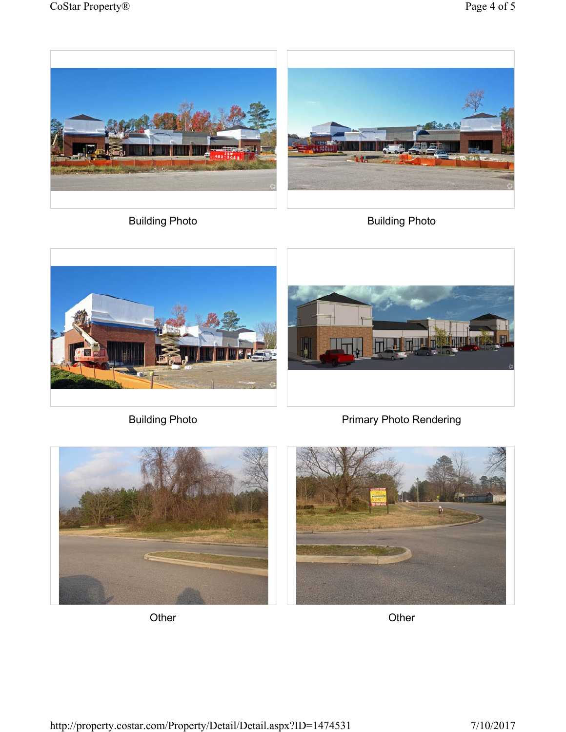Building Photo

Building Photo

Building Photo

Primary Photo Rendering

Other

Other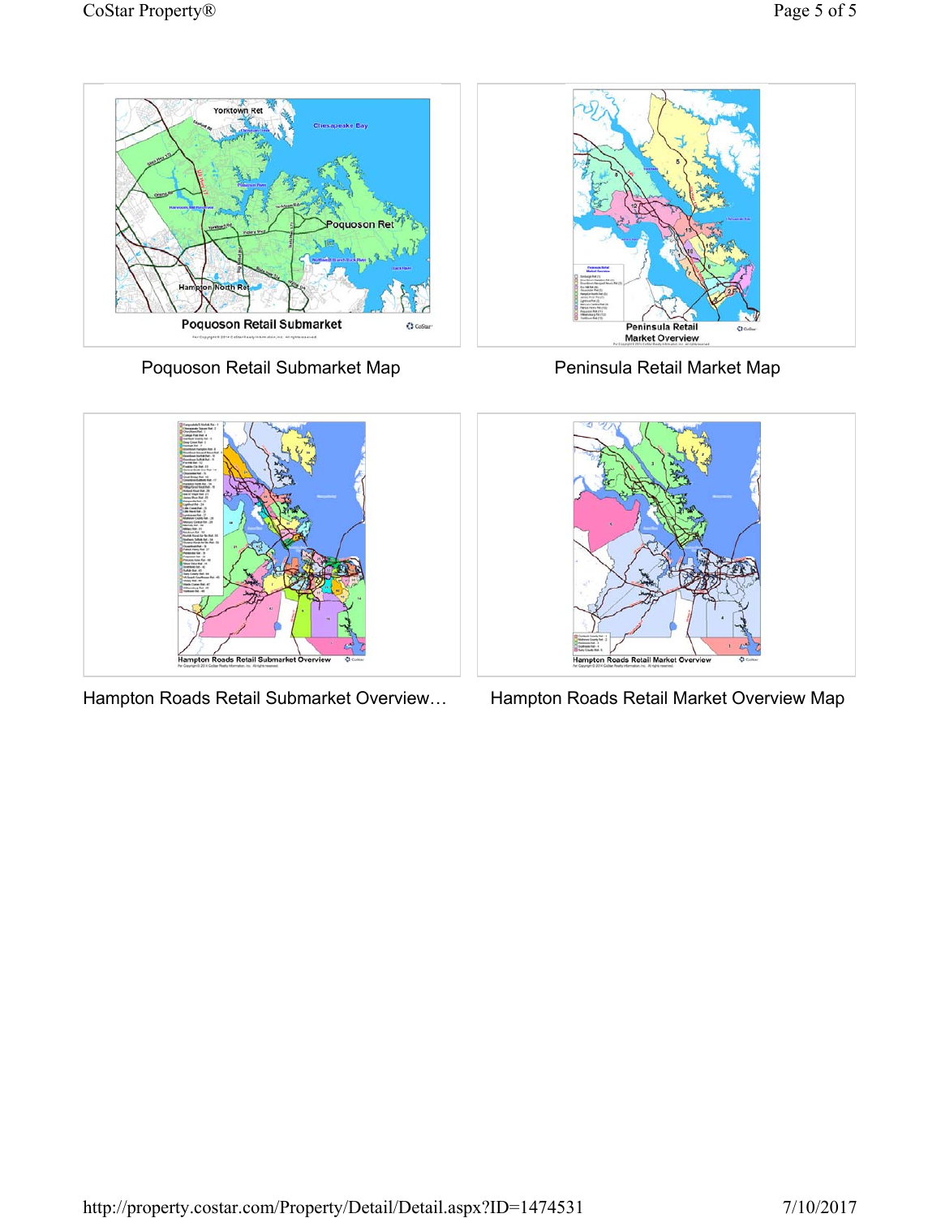Poquoson Retail Submarket Map

Peninsula Retail Market Map

Hampton Roads Retail Submarket Overview…

Hampton Roads Retail Market Overview Map